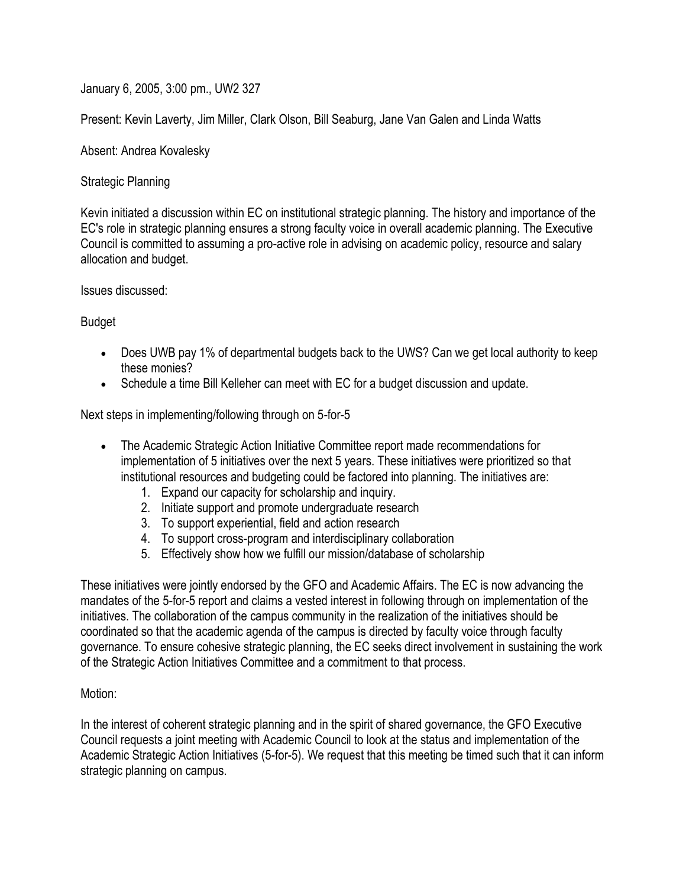January 6, 2005, 3:00 pm., UW2 327

Present: Kevin Laverty, Jim Miller, Clark Olson, Bill Seaburg, Jane Van Galen and Linda Watts

Absent: Andrea Kovalesky

Strategic Planning

Kevin initiated a discussion within EC on institutional strategic planning. The history and importance of the EC's role in strategic planning ensures a strong faculty voice in overall academic planning. The Executive Council is committed to assuming a pro-active role in advising on academic policy, resource and salary allocation and budget.

Issues discussed:

Budget

- Does UWB pay 1% of departmental budgets back to the UWS? Can we get local authority to keep these monies?
- Schedule a time Bill Kelleher can meet with EC for a budget discussion and update.

Next steps in implementing/following through on 5-for-5

- The Academic Strategic Action Initiative Committee report made recommendations for implementation of 5 initiatives over the next 5 years. These initiatives were prioritized so that institutional resources and budgeting could be factored into planning. The initiatives are:
    1. Expand our capacity for scholarship and inquiry.
    2. Initiate support and promote undergraduate research
    3. To support experiential, field and action research
    4. To support cross-program and interdisciplinary collaboration
    5. Effectively show how we fulfill our mission/database of scholarship

These initiatives were jointly endorsed by the GFO and Academic Affairs. The EC is now advancing the mandates of the 5-for-5 report and claims a vested interest in following through on implementation of the initiatives. The collaboration of the campus community in the realization of the initiatives should be coordinated so that the academic agenda of the campus is directed by faculty voice through faculty governance. To ensure cohesive strategic planning, the EC seeks direct involvement in sustaining the work of the Strategic Action Initiatives Committee and a commitment to that process.

Motion:

In the interest of coherent strategic planning and in the spirit of shared governance, the GFO Executive Council requests a joint meeting with Academic Council to look at the status and implementation of the Academic Strategic Action Initiatives (5-for-5). We request that this meeting be timed such that it can inform strategic planning on campus.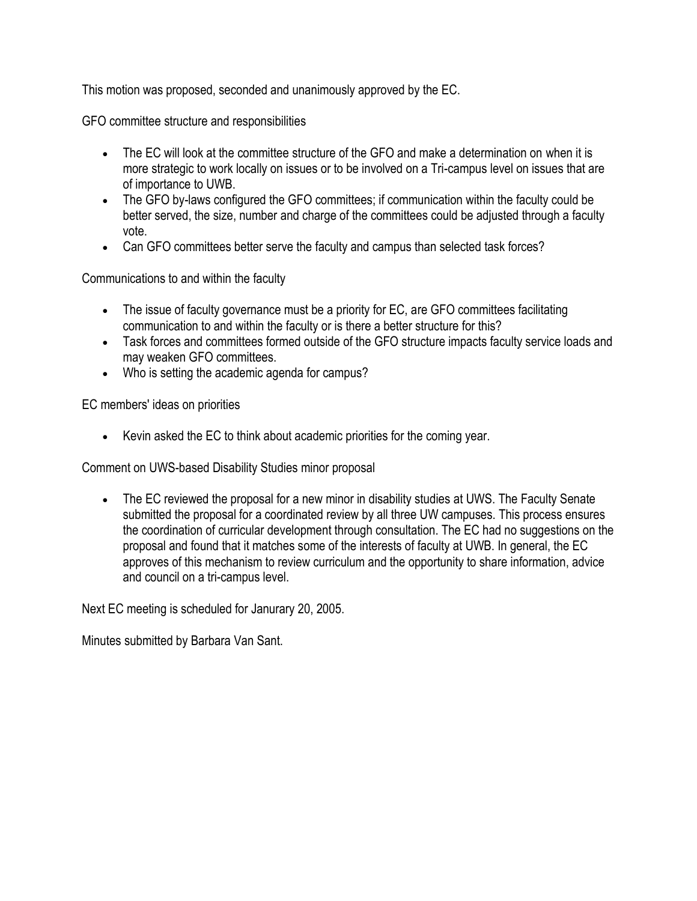This motion was proposed, seconded and unanimously approved by the EC.

GFO committee structure and responsibilities

- The EC will look at the committee structure of the GFO and make a determination on when it is more strategic to work locally on issues or to be involved on a Tri-campus level on issues that are of importance to UWB.
- The GFO by-laws configured the GFO committees; if communication within the faculty could be better served, the size, number and charge of the committees could be adjusted through a faculty vote.
- Can GFO committees better serve the faculty and campus than selected task forces?

Communications to and within the faculty

- The issue of faculty governance must be a priority for EC, are GFO committees facilitating communication to and within the faculty or is there a better structure for this?
- Task forces and committees formed outside of the GFO structure impacts faculty service loads and may weaken GFO committees.
- Who is setting the academic agenda for campus?

EC members' ideas on priorities

- Kevin asked the EC to think about academic priorities for the coming year.

Comment on UWS-based Disability Studies minor proposal

- The EC reviewed the proposal for a new minor in disability studies at UWS. The Faculty Senate submitted the proposal for a coordinated review by all three UW campuses. This process ensures the coordination of curricular development through consultation. The EC had no suggestions on the proposal and found that it matches some of the interests of faculty at UWB. In general, the EC approves of this mechanism to review curriculum and the opportunity to share information, advice and council on a tri-campus level.

Next EC meeting is scheduled for Janurary 20, 2005.

Minutes submitted by Barbara Van Sant.